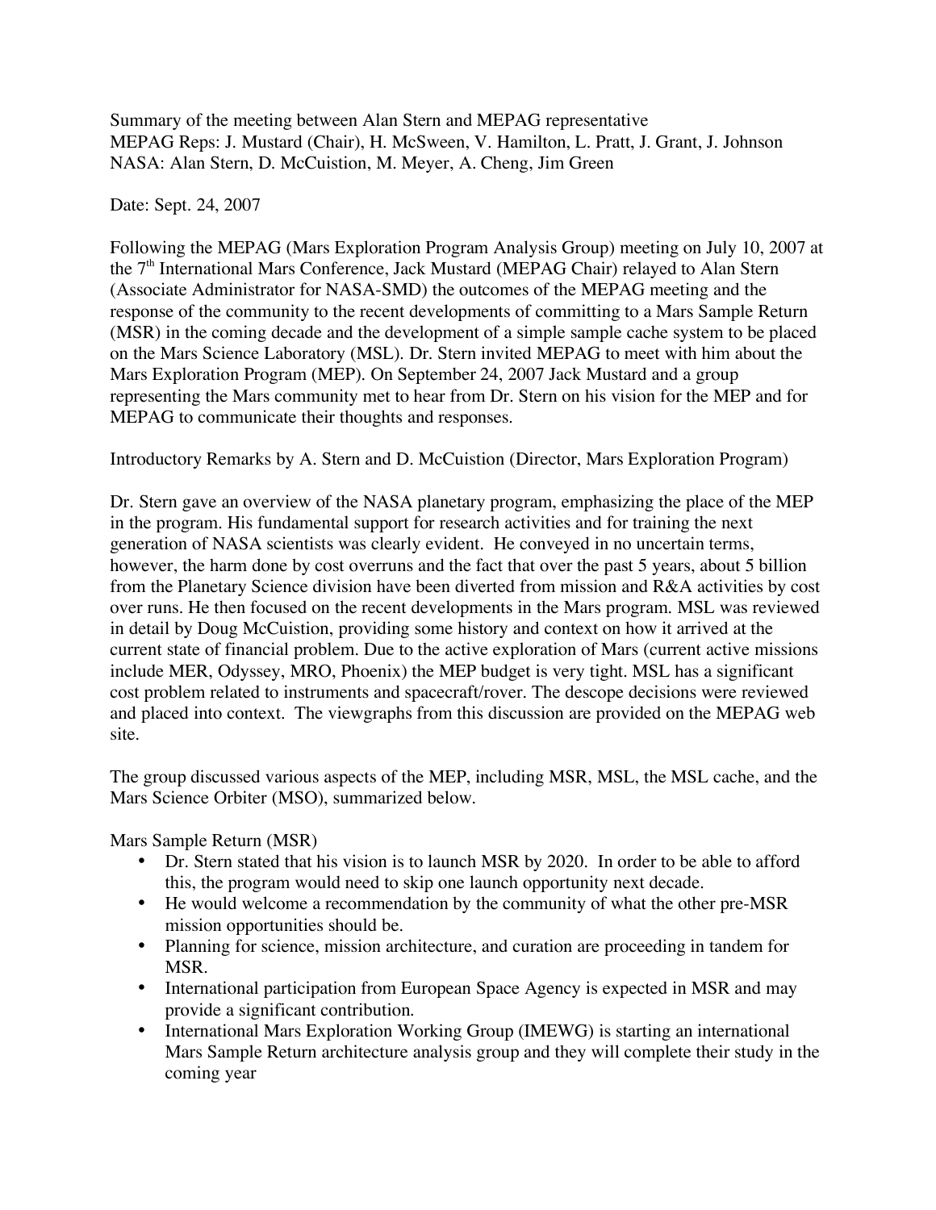Summary of the meeting between Alan Stern and MEPAG representative
MEPAG Reps: J. Mustard (Chair), H. McSween, V. Hamilton, L. Pratt, J. Grant, J. Johnson
NASA: Alan Stern, D. McCuistion, M. Meyer, A. Cheng, Jim Green

Date: Sept. 24, 2007

Following the MEPAG (Mars Exploration Program Analysis Group) meeting on July 10, 2007 at the 7th International Mars Conference, Jack Mustard (MEPAG Chair) relayed to Alan Stern (Associate Administrator for NASA-SMD) the outcomes of the MEPAG meeting and the response of the community to the recent developments of committing to a Mars Sample Return (MSR) in the coming decade and the development of a simple sample cache system to be placed on the Mars Science Laboratory (MSL). Dr. Stern invited MEPAG to meet with him about the Mars Exploration Program (MEP). On September 24, 2007 Jack Mustard and a group representing the Mars community met to hear from Dr. Stern on his vision for the MEP and for MEPAG to communicate their thoughts and responses.

Introductory Remarks by A. Stern and D. McCuistion (Director, Mars Exploration Program)

Dr. Stern gave an overview of the NASA planetary program, emphasizing the place of the MEP in the program. His fundamental support for research activities and for training the next generation of NASA scientists was clearly evident. He conveyed in no uncertain terms, however, the harm done by cost overruns and the fact that over the past 5 years, about 5 billion from the Planetary Science division have been diverted from mission and R&A activities by cost over runs. He then focused on the recent developments in the Mars program. MSL was reviewed in detail by Doug McCuistion, providing some history and context on how it arrived at the current state of financial problem. Due to the active exploration of Mars (current active missions include MER, Odyssey, MRO, Phoenix) the MEP budget is very tight. MSL has a significant cost problem related to instruments and spacecraft/rover. The descope decisions were reviewed and placed into context. The viewgraphs from this discussion are provided on the MEPAG web site.

The group discussed various aspects of the MEP, including MSR, MSL, the MSL cache, and the Mars Science Orbiter (MSO), summarized below.

Mars Sample Return (MSR)

- Dr. Stern stated that his vision is to launch MSR by 2020. In order to be able to afford this, the program would need to skip one launch opportunity next decade.
- He would welcome a recommendation by the community of what the other pre-MSR mission opportunities should be.
- Planning for science, mission architecture, and curation are proceeding in tandem for MSR.
- International participation from European Space Agency is expected in MSR and may provide a significant contribution.
- International Mars Exploration Working Group (IMEWG) is starting an international Mars Sample Return architecture analysis group and they will complete their study in the coming year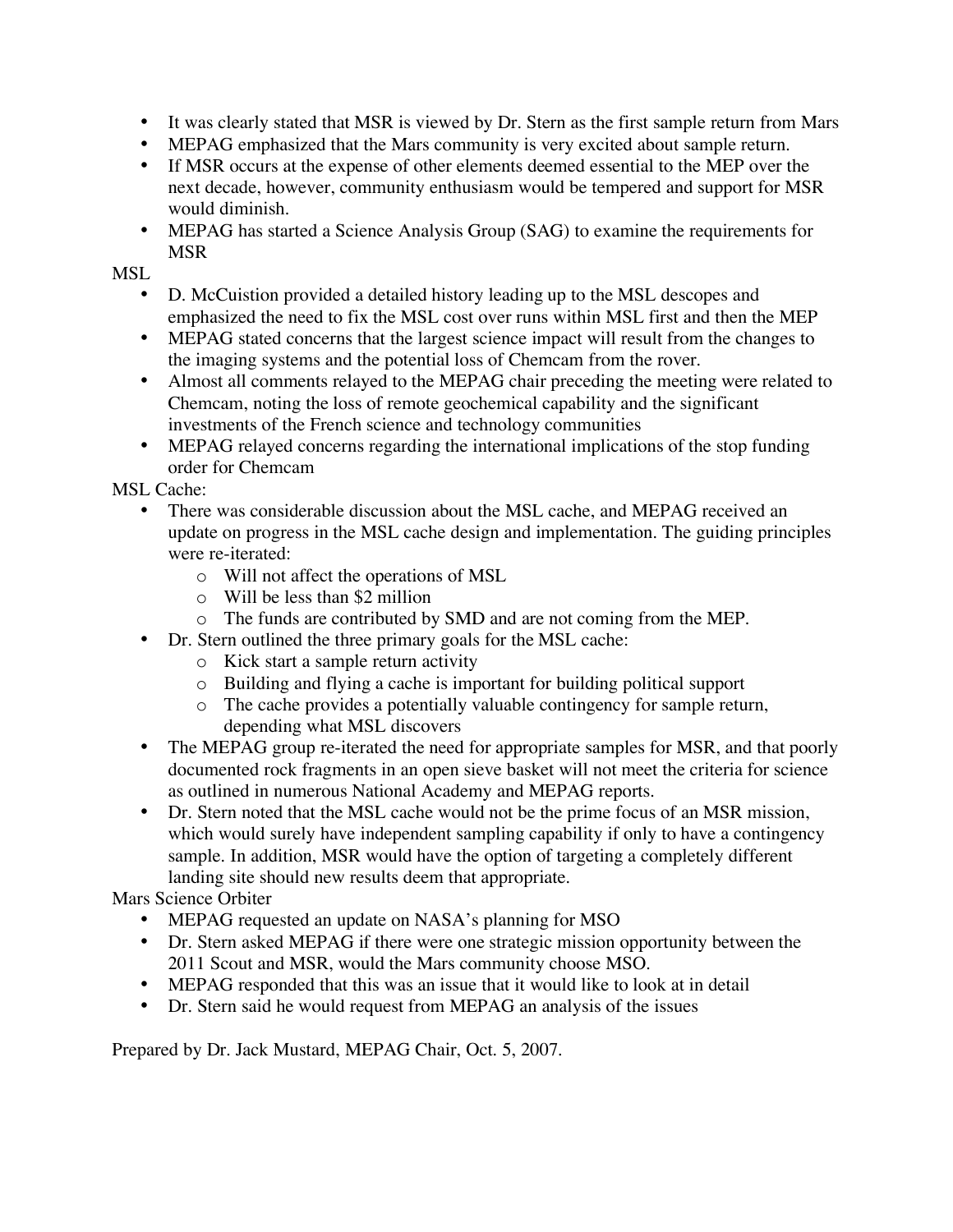- It was clearly stated that MSR is viewed by Dr. Stern as the first sample return from Mars
- MEPAG emphasized that the Mars community is very excited about sample return.
- If MSR occurs at the expense of other elements deemed essential to the MEP over the next decade, however, community enthusiasm would be tempered and support for MSR would diminish.
- MEPAG has started a Science Analysis Group (SAG) to examine the requirements for MSR

MSL

- D. McCuistion provided a detailed history leading up to the MSL descopes and emphasized the need to fix the MSL cost over runs within MSL first and then the MEP
- MEPAG stated concerns that the largest science impact will result from the changes to the imaging systems and the potential loss of Chemcam from the rover.
- Almost all comments relayed to the MEPAG chair preceding the meeting were related to Chemcam, noting the loss of remote geochemical capability and the significant investments of the French science and technology communities
- MEPAG relayed concerns regarding the international implications of the stop funding order for Chemcam

MSL Cache:

- There was considerable discussion about the MSL cache, and MEPAG received an update on progress in the MSL cache design and implementation. The guiding principles were re-iterated:
  - Will not affect the operations of MSL
  - Will be less than $2 million
  - The funds are contributed by SMD and are not coming from the MEP.
- Dr. Stern outlined the three primary goals for the MSL cache:
  - Kick start a sample return activity
  - Building and flying a cache is important for building political support
  - The cache provides a potentially valuable contingency for sample return, depending what MSL discovers
- The MEPAG group re-iterated the need for appropriate samples for MSR, and that poorly documented rock fragments in an open sieve basket will not meet the criteria for science as outlined in numerous National Academy and MEPAG reports.
- Dr. Stern noted that the MSL cache would not be the prime focus of an MSR mission, which would surely have independent sampling capability if only to have a contingency sample. In addition, MSR would have the option of targeting a completely different landing site should new results deem that appropriate.

Mars Science Orbiter

- MEPAG requested an update on NASA's planning for MSO
- Dr. Stern asked MEPAG if there were one strategic mission opportunity between the 2011 Scout and MSR, would the Mars community choose MSO.
- MEPAG responded that this was an issue that it would like to look at in detail
- Dr. Stern said he would request from MEPAG an analysis of the issues

Prepared by Dr. Jack Mustard, MEPAG Chair, Oct. 5, 2007.